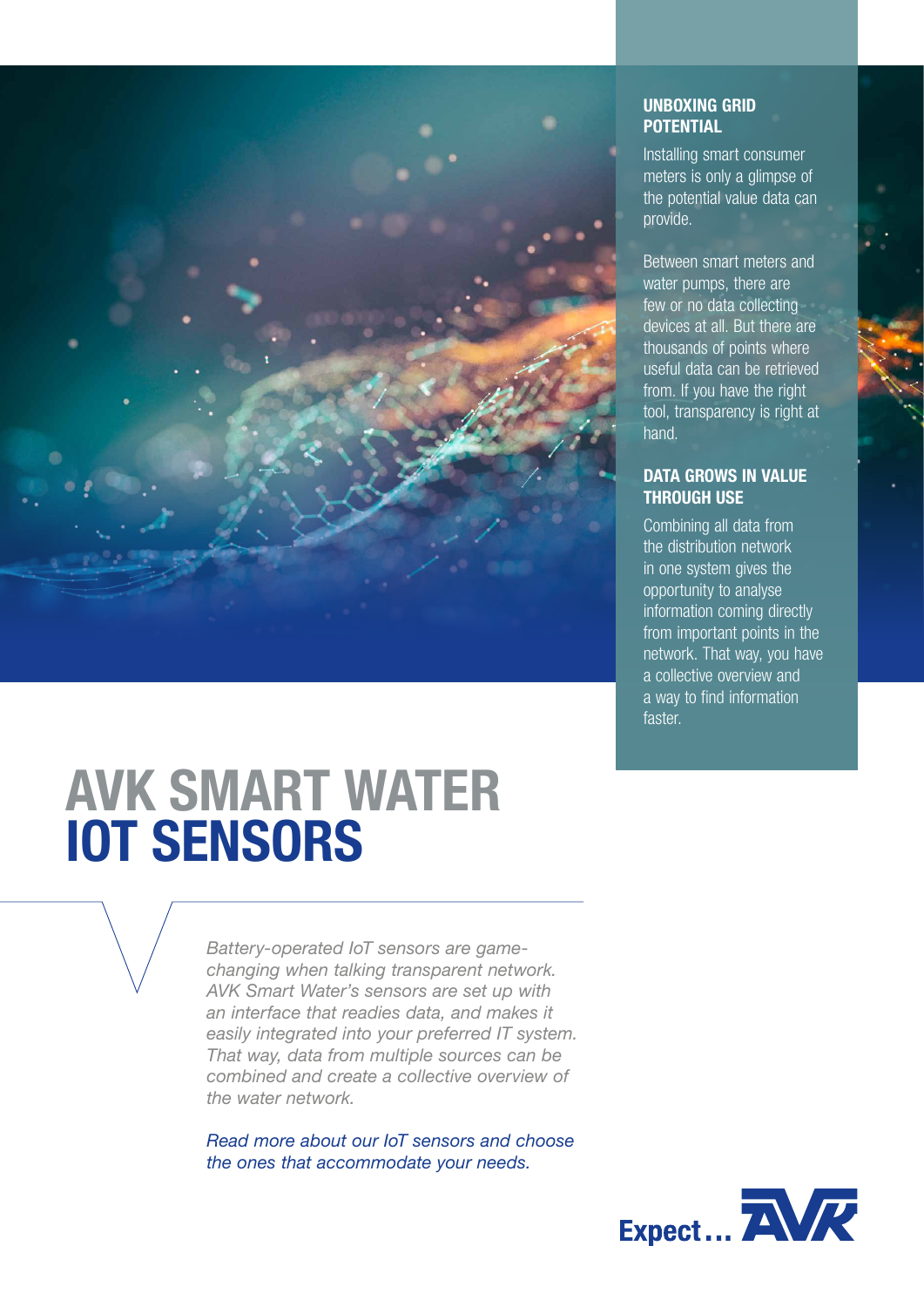# AVK SMART WATER IOT SENSORS

*Battery-operated IoT sensors are game-changing when talking transparent network. AVK Smart Water's sensors are set up with an interface that readies data, and makes it easily integrated into your preferred IT system. That way, data from multiple sources can be combined and create a collective overview of the water network.*

*Read more about our IoT sensors and choose the ones that accommodate your needs.*

## UNBOXING GRID POTENTIAL

Installing smart consumer meters is only a glimpse of the potential value data can provide.

Between smart meters and water pumps, there are few or no data collecting devices at all. But there are thousands of points where useful data can be retrieved from. If you have the right tool, transparency is right at hand.

## DATA GROWS IN VALUE THROUGH USE

Combining all data from the distribution network in one system gives the opportunity to analyse information coming directly from important points in the network. That way, you have a collective overview and a way to find information faster.

Expect... AVK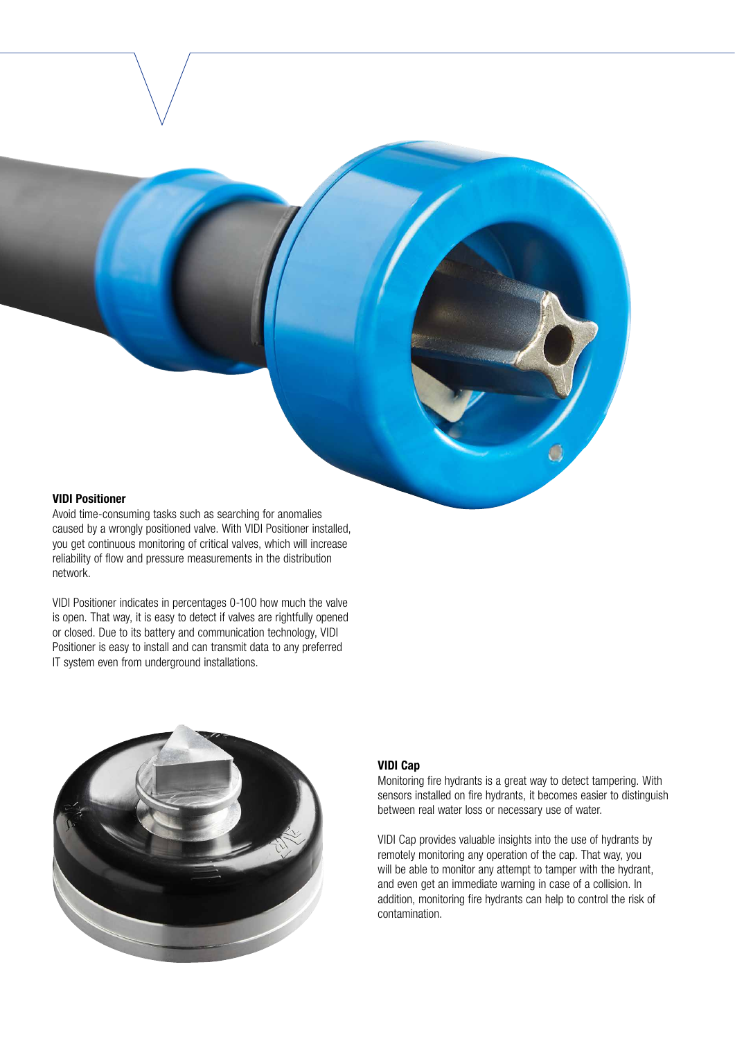### VIDI Positioner

Avoid time-consuming tasks such as searching for anomalies caused by a wrongly positioned valve. With VIDI Positioner installed, you get continuous monitoring of critical valves, which will increase reliability of flow and pressure measurements in the distribution network.

VIDI Positioner indicates in percentages 0-100 how much the valve is open. That way, it is easy to detect if valves are rightfully opened or closed. Due to its battery and communication technology, VIDI Positioner is easy to install and can transmit data to any preferred IT system even from underground installations.

### VIDI Cap

Monitoring fire hydrants is a great way to detect tampering. With sensors installed on fire hydrants, it becomes easier to distinguish between real water loss or necessary use of water.

VIDI Cap provides valuable insights into the use of hydrants by remotely monitoring any operation of the cap. That way, you will be able to monitor any attempt to tamper with the hydrant, and even get an immediate warning in case of a collision. In addition, monitoring fire hydrants can help to control the risk of contamination.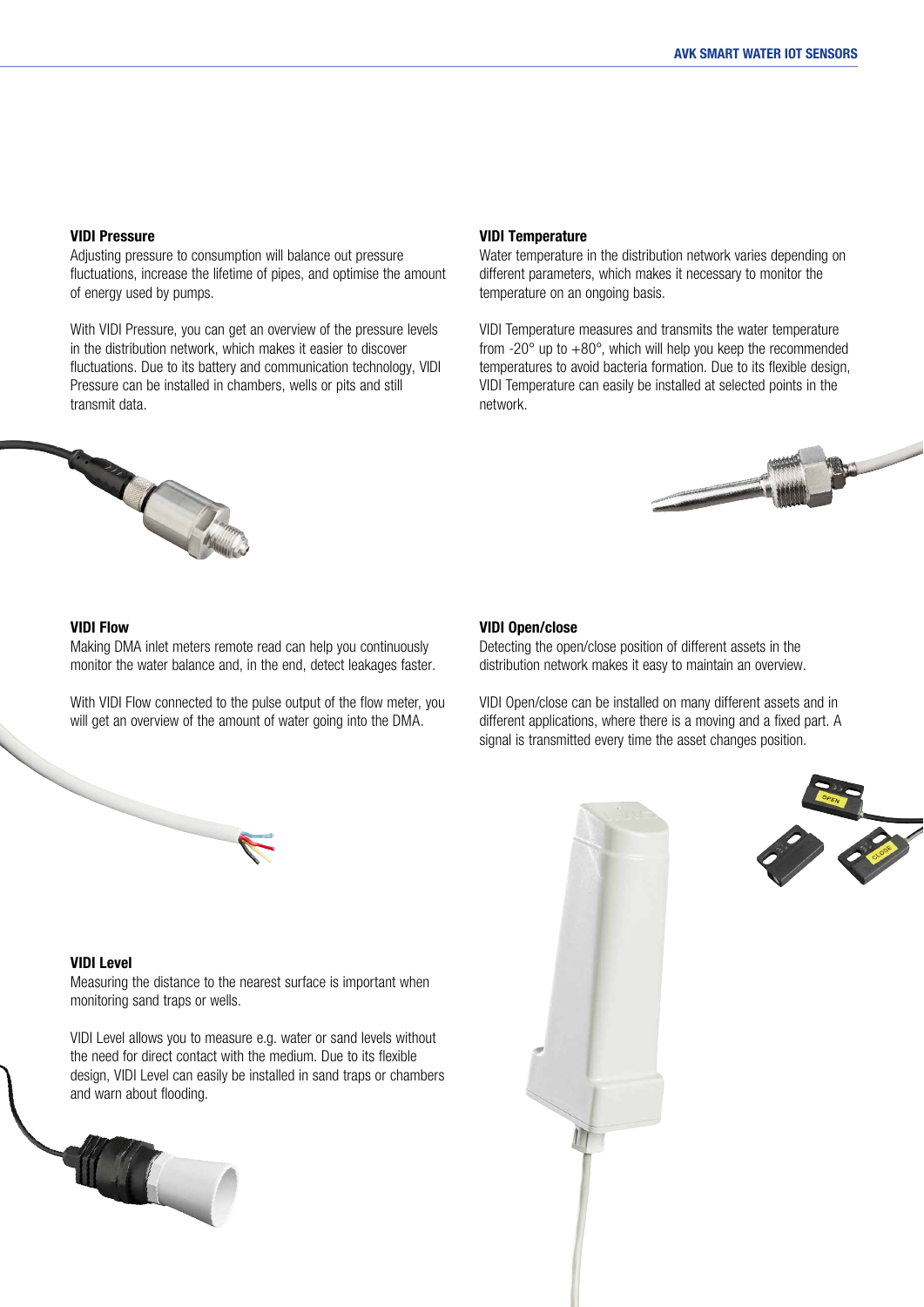### VIDI Pressure

Adjusting pressure to consumption will balance out pressure fluctuations, increase the lifetime of pipes, and optimise the amount of energy used by pumps.

With VIDI Pressure, you can get an overview of the pressure levels in the distribution network, which makes it easier to discover fluctuations. Due to its battery and communication technology, VIDI Pressure can be installed in chambers, wells or pits and still transmit data.

### VIDI Temperature

Water temperature in the distribution network varies depending on different parameters, which makes it necessary to monitor the temperature on an ongoing basis.

VIDI Temperature measures and transmits the water temperature from -20° up to +80°, which will help you keep the recommended temperatures to avoid bacteria formation. Due to its flexible design, VIDI Temperature can easily be installed at selected points in the network.

### VIDI Flow

Making DMA inlet meters remote read can help you continuously monitor the water balance and, in the end, detect leakages faster.

With VIDI Flow connected to the pulse output of the flow meter, you will get an overview of the amount of water going into the DMA.

### VIDI Open/close

Detecting the open/close position of different assets in the distribution network makes it easy to maintain an overview.

VIDI Open/close can be installed on many different assets and in different applications, where there is a moving and a fixed part. A signal is transmitted every time the asset changes position.

### VIDI Level

Measuring the distance to the nearest surface is important when monitoring sand traps or wells.

VIDI Level allows you to measure e.g. water or sand levels without the need for direct contact with the medium. Due to its flexible design, VIDI Level can easily be installed in sand traps or chambers and warn about flooding.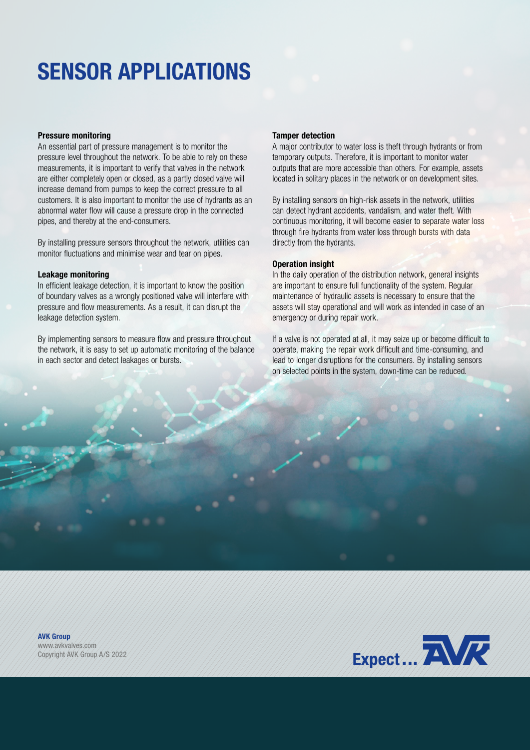# SENSOR APPLICATIONS

**Pressure monitoring**

An essential part of pressure management is to monitor the pressure level throughout the network. To be able to rely on these measurements, it is important to verify that valves in the network are either completely open or closed, as a partly closed valve will increase demand from pumps to keep the correct pressure to all customers. It is also important to monitor the use of hydrants as an abnormal water flow will cause a pressure drop in the connected pipes, and thereby at the end-consumers.

By installing pressure sensors throughout the network, utilities can monitor fluctuations and minimise wear and tear on pipes.

**Leakage monitoring**

In efficient leakage detection, it is important to know the position of boundary valves as a wrongly positioned valve will interfere with pressure and flow measurements. As a result, it can disrupt the leakage detection system.

By implementing sensors to measure flow and pressure throughout the network, it is easy to set up automatic monitoring of the balance in each sector and detect leakages or bursts.

**Tamper detection**

A major contributor to water loss is theft through hydrants or from temporary outputs. Therefore, it is important to monitor water outputs that are more accessible than others. For example, assets located in solitary places in the network or on development sites.

By installing sensors on high-risk assets in the network, utilities can detect hydrant accidents, vandalism, and water theft. With continuous monitoring, it will become easier to separate water loss through fire hydrants from water loss through bursts with data directly from the hydrants.

**Operation insight**

In the daily operation of the distribution network, general insights are important to ensure full functionality of the system. Regular maintenance of hydraulic assets is necessary to ensure that the assets will stay operational and will work as intended in case of an emergency or during repair work.

If a valve is not operated at all, it may seize up or become difficult to operate, making the repair work difficult and time-consuming, and lead to longer disruptions for the consumers. By installing sensors on selected points in the system, down-time can be reduced.

**AVK Group**
www.avkvalves.com
Copyright AVK Group A/S 2022

Expect... AVK